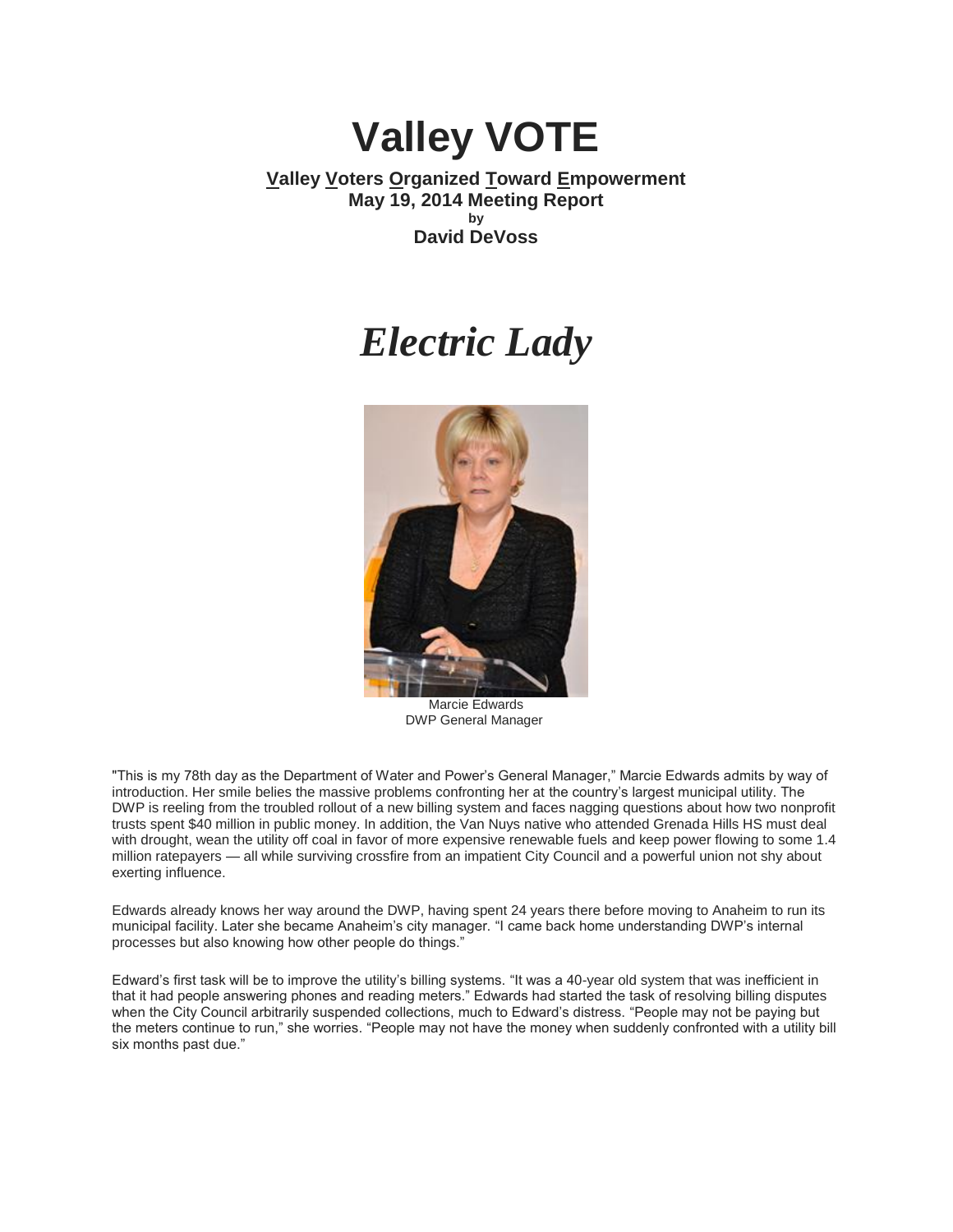# Valley VOTE

**<u>V</u>alley <u>V</u>oters <u>O</u>rganized <u>T</u>oward <u>E</u>mpowerment**
**May 19, 2014 Meeting Report**
**by**
**David DeVoss**

# *Electric Lady*

Marcie Edwards
DWP General Manager

"This is my 78th day as the Department of Water and Power's General Manager," Marcie Edwards admits by way of introduction. Her smile belies the massive problems confronting her at the country's largest municipal utility. The DWP is reeling from the troubled rollout of a new billing system and faces nagging questions about how two nonprofit trusts spent $40 million in public money. In addition, the Van Nuys native who attended Grenada Hills HS must deal with drought, wean the utility off coal in favor of more expensive renewable fuels and keep power flowing to some 1.4 million ratepayers — all while surviving crossfire from an impatient City Council and a powerful union not shy about exerting influence.

Edwards already knows her way around the DWP, having spent 24 years there before moving to Anaheim to run its municipal facility. Later she became Anaheim's city manager. "I came back home understanding DWP's internal processes but also knowing how other people do things."

Edward's first task will be to improve the utility's billing systems. "It was a 40-year old system that was inefficient in that it had people answering phones and reading meters." Edwards had started the task of resolving billing disputes when the City Council arbitrarily suspended collections, much to Edward's distress. "People may not be paying but the meters continue to run," she worries. "People may not have the money when suddenly confronted with a utility bill six months past due."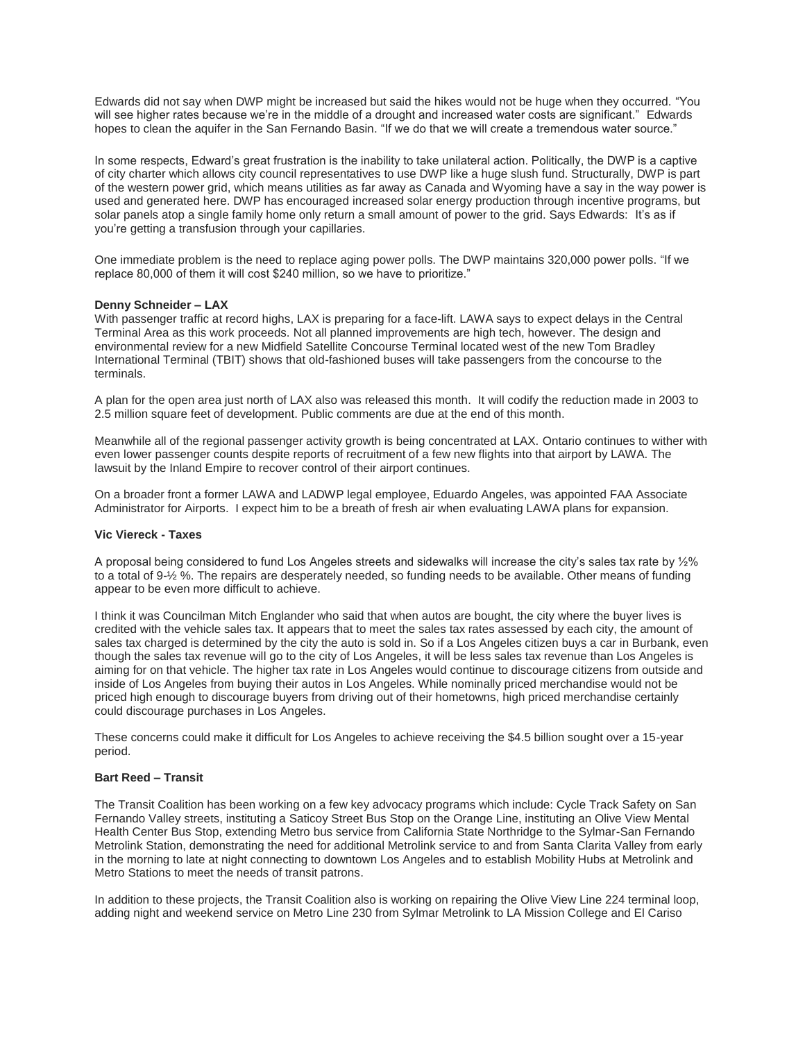Edwards did not say when DWP might be increased but said the hikes would not be huge when they occurred. “You will see higher rates because we’re in the middle of a drought and increased water costs are significant.” Edwards hopes to clean the aquifer in the San Fernando Basin. “If we do that we will create a tremendous water source.”

In some respects, Edward’s great frustration is the inability to take unilateral action. Politically, the DWP is a captive of city charter which allows city council representatives to use DWP like a huge slush fund. Structurally, DWP is part of the western power grid, which means utilities as far away as Canada and Wyoming have a say in the way power is used and generated here. DWP has encouraged increased solar energy production through incentive programs, but solar panels atop a single family home only return a small amount of power to the grid. Says Edwards: It’s as if you’re getting a transfusion through your capillaries.

One immediate problem is the need to replace aging power polls. The DWP maintains 320,000 power polls. “If we replace 80,000 of them it will cost $240 million, so we have to prioritize.”

**Denny Schneider – LAX**

With passenger traffic at record highs, LAX is preparing for a face-lift. LAWA says to expect delays in the Central Terminal Area as this work proceeds. Not all planned improvements are high tech, however. The design and environmental review for a new Midfield Satellite Concourse Terminal located west of the new Tom Bradley International Terminal (TBIT) shows that old-fashioned buses will take passengers from the concourse to the terminals.

A plan for the open area just north of LAX also was released this month. It will codify the reduction made in 2003 to 2.5 million square feet of development. Public comments are due at the end of this month.

Meanwhile all of the regional passenger activity growth is being concentrated at LAX. Ontario continues to wither with even lower passenger counts despite reports of recruitment of a few new flights into that airport by LAWA. The lawsuit by the Inland Empire to recover control of their airport continues.

On a broader front a former LAWA and LADWP legal employee, Eduardo Angeles, was appointed FAA Associate Administrator for Airports. I expect him to be a breath of fresh air when evaluating LAWA plans for expansion.

**Vic Viereck - Taxes**

A proposal being considered to fund Los Angeles streets and sidewalks will increase the city’s sales tax rate by ½% to a total of 9-½ %. The repairs are desperately needed, so funding needs to be available. Other means of funding appear to be even more difficult to achieve.

I think it was Councilman Mitch Englander who said that when autos are bought, the city where the buyer lives is credited with the vehicle sales tax. It appears that to meet the sales tax rates assessed by each city, the amount of sales tax charged is determined by the city the auto is sold in. So if a Los Angeles citizen buys a car in Burbank, even though the sales tax revenue will go to the city of Los Angeles, it will be less sales tax revenue than Los Angeles is aiming for on that vehicle. The higher tax rate in Los Angeles would continue to discourage citizens from outside and inside of Los Angeles from buying their autos in Los Angeles. While nominally priced merchandise would not be priced high enough to discourage buyers from driving out of their hometowns, high priced merchandise certainly could discourage purchases in Los Angeles.

These concerns could make it difficult for Los Angeles to achieve receiving the $4.5 billion sought over a 15-year period.

**Bart Reed – Transit**

The Transit Coalition has been working on a few key advocacy programs which include: Cycle Track Safety on San Fernando Valley streets, instituting a Saticoy Street Bus Stop on the Orange Line, instituting an Olive View Mental Health Center Bus Stop, extending Metro bus service from California State Northridge to the Sylmar-San Fernando Metrolink Station, demonstrating the need for additional Metrolink service to and from Santa Clarita Valley from early in the morning to late at night connecting to downtown Los Angeles and to establish Mobility Hubs at Metrolink and Metro Stations to meet the needs of transit patrons.

In addition to these projects, the Transit Coalition also is working on repairing the Olive View Line 224 terminal loop, adding night and weekend service on Metro Line 230 from Sylmar Metrolink to LA Mission College and El Cariso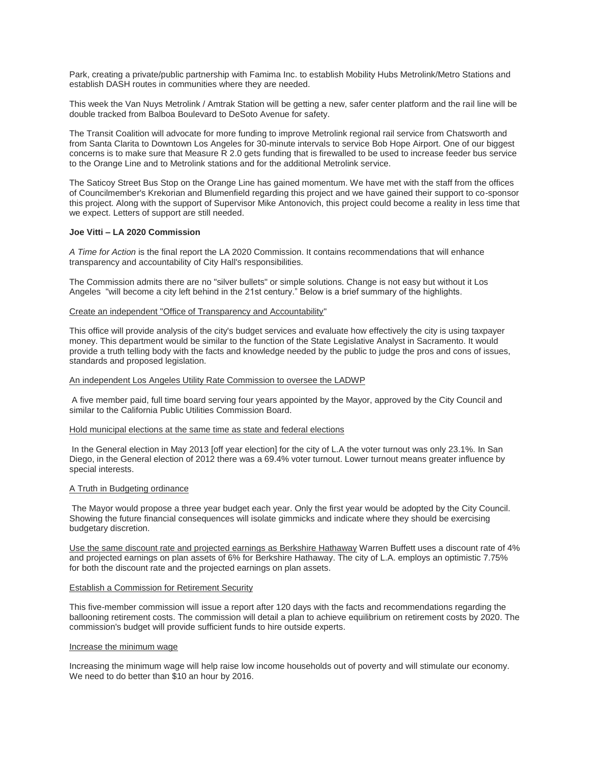Park, creating a private/public partnership with Famima Inc. to establish Mobility Hubs Metrolink/Metro Stations and establish DASH routes in communities where they are needed.

This week the Van Nuys Metrolink / Amtrak Station will be getting a new, safer center platform and the rail line will be double tracked from Balboa Boulevard to DeSoto Avenue for safety.

The Transit Coalition will advocate for more funding to improve Metrolink regional rail service from Chatsworth and from Santa Clarita to Downtown Los Angeles for 30-minute intervals to service Bob Hope Airport. One of our biggest concerns is to make sure that Measure R 2.0 gets funding that is firewalled to be used to increase feeder bus service to the Orange Line and to Metrolink stations and for the additional Metrolink service.

The Saticoy Street Bus Stop on the Orange Line has gained momentum. We have met with the staff from the offices of Councilmember's Krekorian and Blumenfield regarding this project and we have gained their support to co-sponsor this project. Along with the support of Supervisor Mike Antonovich, this project could become a reality in less time that we expect. Letters of support are still needed.

**Joe Vitti – LA 2020 Commission**

*A Time for Action* is the final report the LA 2020 Commission. It contains recommendations that will enhance transparency and accountability of City Hall's responsibilities.

The Commission admits there are no "silver bullets" or simple solutions. Change is not easy but without it Los Angeles "will become a city left behind in the 21st century." Below is a brief summary of the highlights.

<u>Create an independent "Office of Transparency and Accountability"</u>

This office will provide analysis of the city's budget services and evaluate how effectively the city is using taxpayer money. This department would be similar to the function of the State Legislative Analyst in Sacramento. It would provide a truth telling body with the facts and knowledge needed by the public to judge the pros and cons of issues, standards and proposed legislation.

<u>An independent Los Angeles Utility Rate Commission to oversee the LADWP</u>

A five member paid, full time board serving four years appointed by the Mayor, approved by the City Council and similar to the California Public Utilities Commission Board.

<u>Hold municipal elections at the same time as state and federal elections</u>

In the General election in May 2013 [off year election] for the city of L.A the voter turnout was only 23.1%. In San Diego, in the General election of 2012 there was a 69.4% voter turnout. Lower turnout means greater influence by special interests.

<u>A Truth in Budgeting ordinance</u>

The Mayor would propose a three year budget each year. Only the first year would be adopted by the City Council. Showing the future financial consequences will isolate gimmicks and indicate where they should be exercising budgetary discretion.

<u>Use the same discount rate and projected earnings as Berkshire Hathaway</u> Warren Buffett uses a discount rate of 4% and projected earnings on plan assets of 6% for Berkshire Hathaway. The city of L.A. employs an optimistic 7.75% for both the discount rate and the projected earnings on plan assets.

<u>Establish a Commission for Retirement Security</u>

This five-member commission will issue a report after 120 days with the facts and recommendations regarding the ballooning retirement costs. The commission will detail a plan to achieve equilibrium on retirement costs by 2020. The commission's budget will provide sufficient funds to hire outside experts.

<u>Increase the minimum wage</u>

Increasing the minimum wage will help raise low income households out of poverty and will stimulate our economy. We need to do better than $10 an hour by 2016.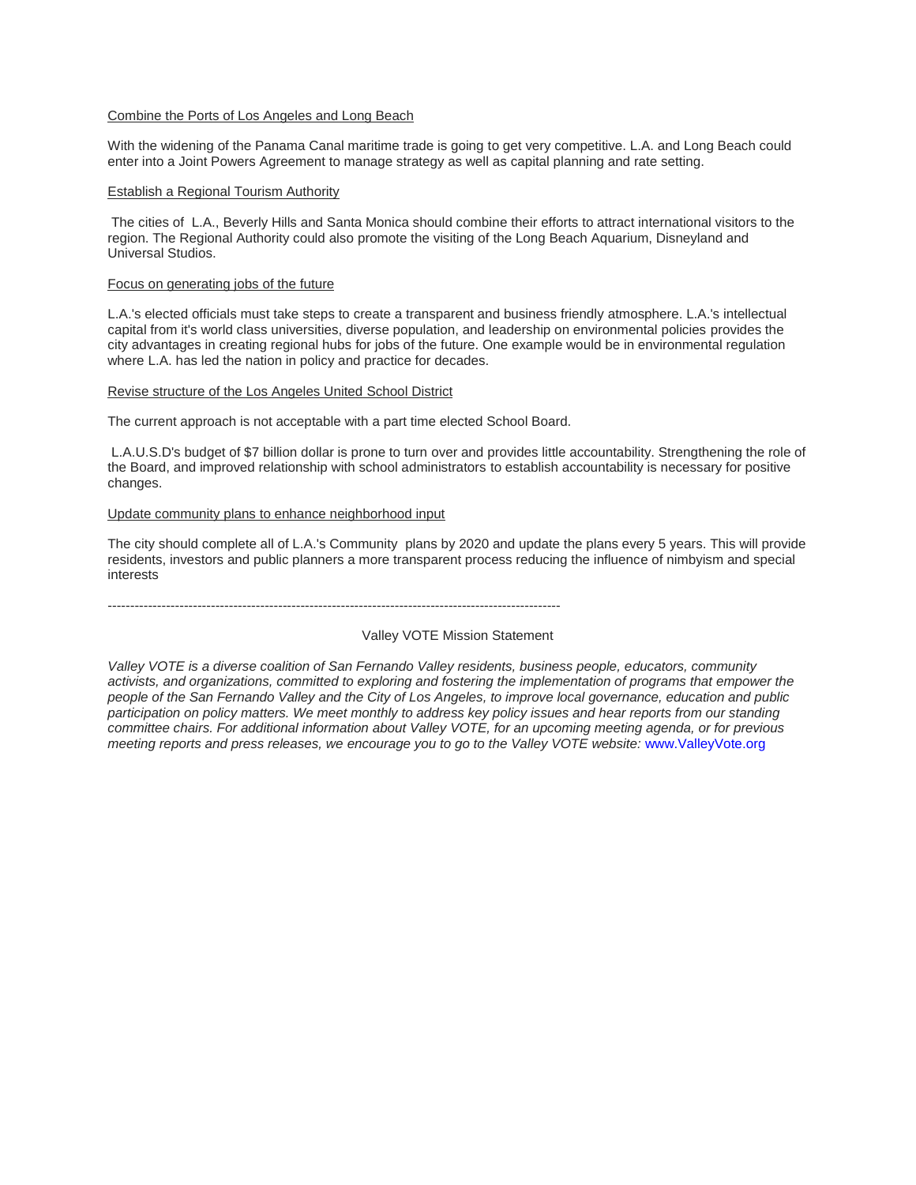<u>Combine the Ports of Los Angeles and Long Beach</u>

With the widening of the Panama Canal maritime trade is going to get very competitive. L.A. and Long Beach could enter into a Joint Powers Agreement to manage strategy as well as capital planning and rate setting.

<u>Establish a Regional Tourism Authority</u>

The cities of L.A., Beverly Hills and Santa Monica should combine their efforts to attract international visitors to the region. The Regional Authority could also promote the visiting of the Long Beach Aquarium, Disneyland and Universal Studios.

<u>Focus on generating jobs of the future</u>

L.A.'s elected officials must take steps to create a transparent and business friendly atmosphere. L.A.'s intellectual capital from it's world class universities, diverse population, and leadership on environmental policies provides the city advantages in creating regional hubs for jobs of the future. One example would be in environmental regulation where L.A. has led the nation in policy and practice for decades.

<u>Revise structure of the Los Angeles United School District</u>

The current approach is not acceptable with a part time elected School Board.

L.A.U.S.D's budget of $7 billion dollar is prone to turn over and provides little accountability. Strengthening the role of the Board, and improved relationship with school administrators to establish accountability is necessary for positive changes.

<u>Update community plans to enhance neighborhood input</u>

The city should complete all of L.A.'s Community plans by 2020 and update the plans every 5 years. This will provide residents, investors and public planners a more transparent process reducing the influence of nimbyism and special interests

---

Valley VOTE Mission Statement

*Valley VOTE is a diverse coalition of San Fernando Valley residents, business people, educators, community activists, and organizations, committed to exploring and fostering the implementation of programs that empower the people of the San Fernando Valley and the City of Los Angeles, to improve local governance, education and public participation on policy matters. We meet monthly to address key policy issues and hear reports from our standing committee chairs. For additional information about Valley VOTE, for an upcoming meeting agenda, or for previous meeting reports and press releases, we encourage you to go to the Valley VOTE website:* www.ValleyVote.org